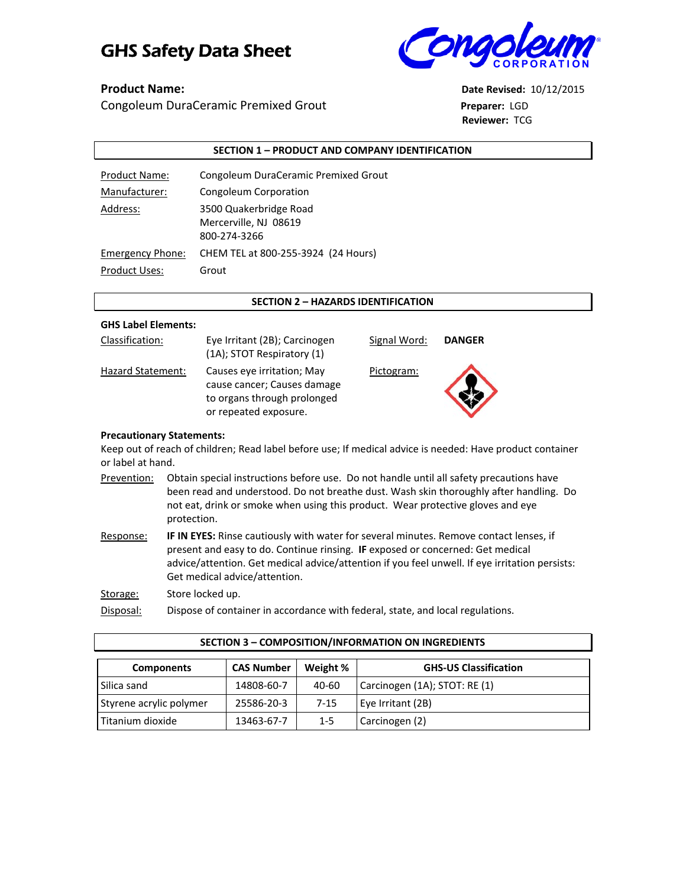# GHS Safety Data Sheet

**Product Name:**
Congoleum DuraCeramic Premixed Grout

**Date Revised:** 10/12/2015
**Preparer:** LGD
**Reviewer:** TCG

## SECTION 1 – PRODUCT AND COMPANY IDENTIFICATION

| | |
|---|---|
| Product Name: | Congoleum DuraCeramic Premixed Grout |
| Manufacturer: | Congoleum Corporation |
| Address: | 3500 Quakerbridge Road<br>Mercerville, NJ 08619<br>800-274-3266 |
| Emergency Phone: | CHEM TEL at 800-255-3924 (24 Hours) |
| Product Uses: | Grout |

## SECTION 2 – HAZARDS IDENTIFICATION

**GHS Label Elements:**

Classification: Eye Irritant (2B); Carcinogen (1A); STOT Respiratory (1)

Signal Word: **DANGER**

Hazard Statement: Causes eye irritation; May cause cancer; Causes damage to organs through prolonged or repeated exposure.

Pictogram:

**Precautionary Statements:**

Keep out of reach of children; Read label before use; If medical advice is needed: Have product container or label at hand.

Prevention: Obtain special instructions before use. Do not handle until all safety precautions have been read and understood. Do not breathe dust. Wash skin thoroughly after handling. Do not eat, drink or smoke when using this product. Wear protective gloves and eye protection.

Response: **IF IN EYES:** Rinse cautiously with water for several minutes. Remove contact lenses, if present and easy to do. Continue rinsing. **IF** exposed or concerned: Get medical advice/attention. Get medical advice/attention if you feel unwell. If eye irritation persists: Get medical advice/attention.

Storage: Store locked up.

Disposal: Dispose of container in accordance with federal, state, and local regulations.

## SECTION 3 – COMPOSITION/INFORMATION ON INGREDIENTS

| Components | CAS Number | Weight % | GHS-US Classification |
|---|---|---|---|
| Silica sand | 14808-60-7 | 40-60 | Carcinogen (1A); STOT: RE (1) |
| Styrene acrylic polymer | 25586-20-3 | 7-15 | Eye Irritant (2B) |
| Titanium dioxide | 13463-67-7 | 1-5 | Carcinogen (2) |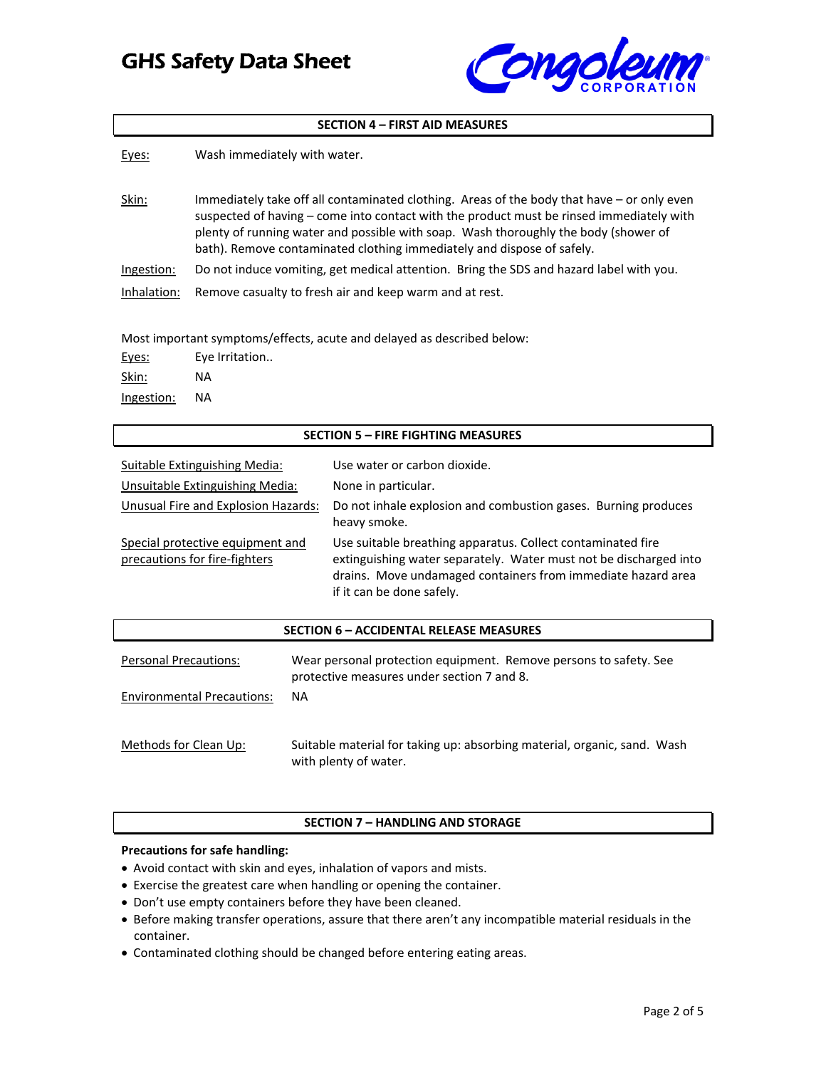## SECTION 4 – FIRST AID MEASURES

<u>Eyes:</u> Wash immediately with water.

<u>Skin:</u> Immediately take off all contaminated clothing. Areas of the body that have – or only even suspected of having – come into contact with the product must be rinsed immediately with plenty of running water and possible with soap. Wash thoroughly the body (shower of bath). Remove contaminated clothing immediately and dispose of safely.

<u>Ingestion:</u> Do not induce vomiting, get medical attention. Bring the SDS and hazard label with you.

<u>Inhalation:</u> Remove casualty to fresh air and keep warm and at rest.

Most important symptoms/effects, acute and delayed as described below:

<u>Eyes:</u> Eye Irritation..

<u>Skin:</u> NA

<u>Ingestion:</u> NA

## SECTION 5 – FIRE FIGHTING MEASURES

| | |
|---|---|
| <u>Suitable Extinguishing Media:</u> | Use water or carbon dioxide. |
| <u>Unsuitable Extinguishing Media:</u> | None in particular. |
| <u>Unusual Fire and Explosion Hazards:</u> | Do not inhale explosion and combustion gases. Burning produces heavy smoke. |
| <u>Special protective equipment and precautions for fire-fighters</u> | Use suitable breathing apparatus. Collect contaminated fire extinguishing water separately. Water must not be discharged into drains. Move undamaged containers from immediate hazard area if it can be done safely. |

## SECTION 6 – ACCIDENTAL RELEASE MEASURES

| | |
|---|---|
| <u>Personal Precautions:</u> | Wear personal protection equipment. Remove persons to safety. See protective measures under section 7 and 8. |
| <u>Environmental Precautions:</u> | NA |
| <u>Methods for Clean Up:</u> | Suitable material for taking up: absorbing material, organic, sand. Wash with plenty of water. |

## SECTION 7 – HANDLING AND STORAGE

**Precautions for safe handling:**

- Avoid contact with skin and eyes, inhalation of vapors and mists.
- Exercise the greatest care when handling or opening the container.
- Don't use empty containers before they have been cleaned.
- Before making transfer operations, assure that there aren't any incompatible material residuals in the container.
- Contaminated clothing should be changed before entering eating areas.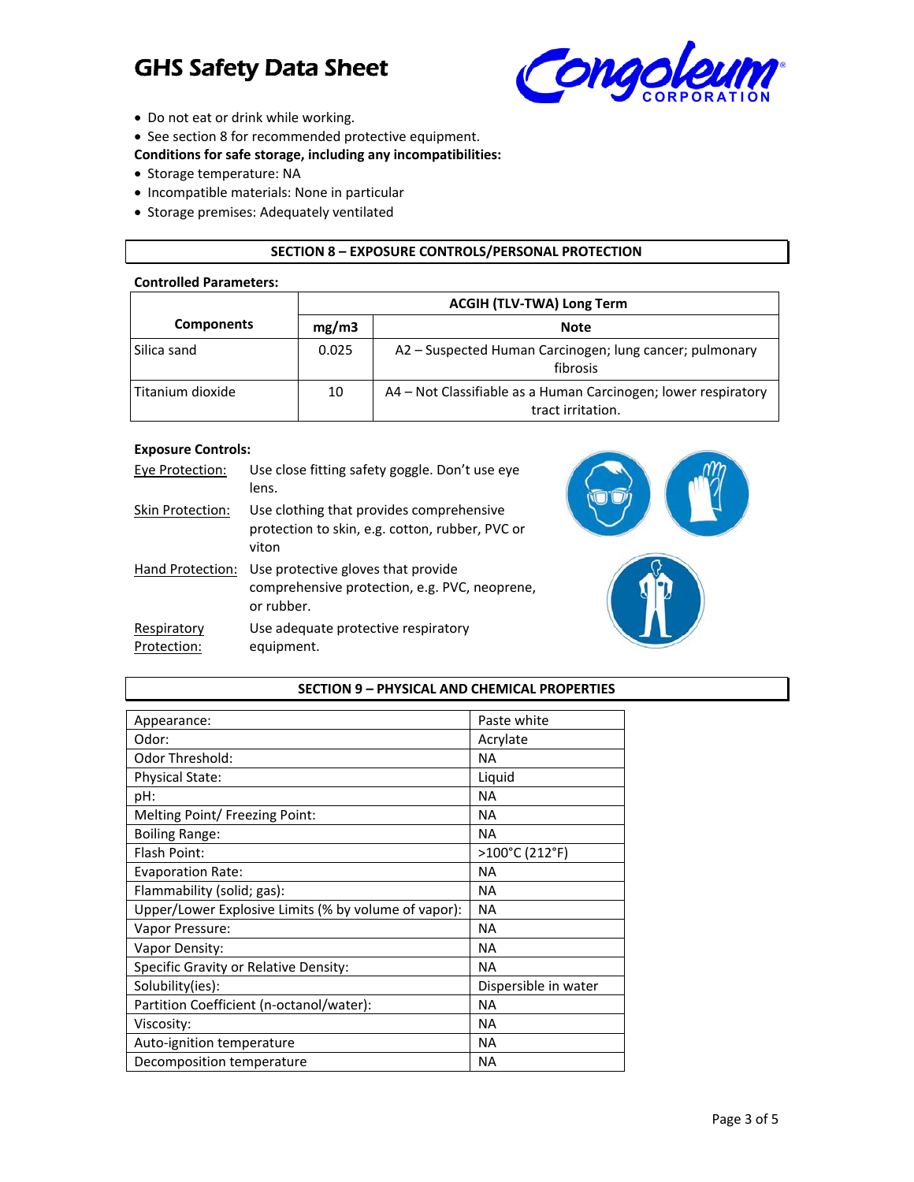- Do not eat or drink while working.
- See section 8 for recommended protective equipment.

**Conditions for safe storage, including any incompatibilities:**

- Storage temperature: NA
- Incompatible materials: None in particular
- Storage premises: Adequately ventilated

## SECTION 8 – EXPOSURE CONTROLS/PERSONAL PROTECTION

**Controlled Parameters:**

| Components | ACGIH (TLV-TWA) Long Term | |
|---|---|---|
| | mg/m3 | Note |
| Silica sand | 0.025 | A2 – Suspected Human Carcinogen; lung cancer; pulmonary fibrosis |
| Titanium dioxide | 10 | A4 – Not Classifiable as a Human Carcinogen; lower respiratory tract irritation. |

**Exposure Controls:**

Eye Protection: Use close fitting safety goggle. Don't use eye lens.

Skin Protection: Use clothing that provides comprehensive protection to skin, e.g. cotton, rubber, PVC or viton

Hand Protection: Use protective gloves that provide comprehensive protection, e.g. PVC, neoprene, or rubber.

Respiratory Protection: Use adequate protective respiratory equipment.

## SECTION 9 – PHYSICAL AND CHEMICAL PROPERTIES

| | |
|---|---|
| Appearance: | Paste white |
| Odor: | Acrylate |
| Odor Threshold: | NA |
| Physical State: | Liquid |
| pH: | NA |
| Melting Point/ Freezing Point: | NA |
| Boiling Range: | NA |
| Flash Point: | >100°C (212°F) |
| Evaporation Rate: | NA |
| Flammability (solid; gas): | NA |
| Upper/Lower Explosive Limits (% by volume of vapor): | NA |
| Vapor Pressure: | NA |
| Vapor Density: | NA |
| Specific Gravity or Relative Density: | NA |
| Solubility(ies): | Dispersible in water |
| Partition Coefficient (n-octanol/water): | NA |
| Viscosity: | NA |
| Auto-ignition temperature | NA |
| Decomposition temperature | NA |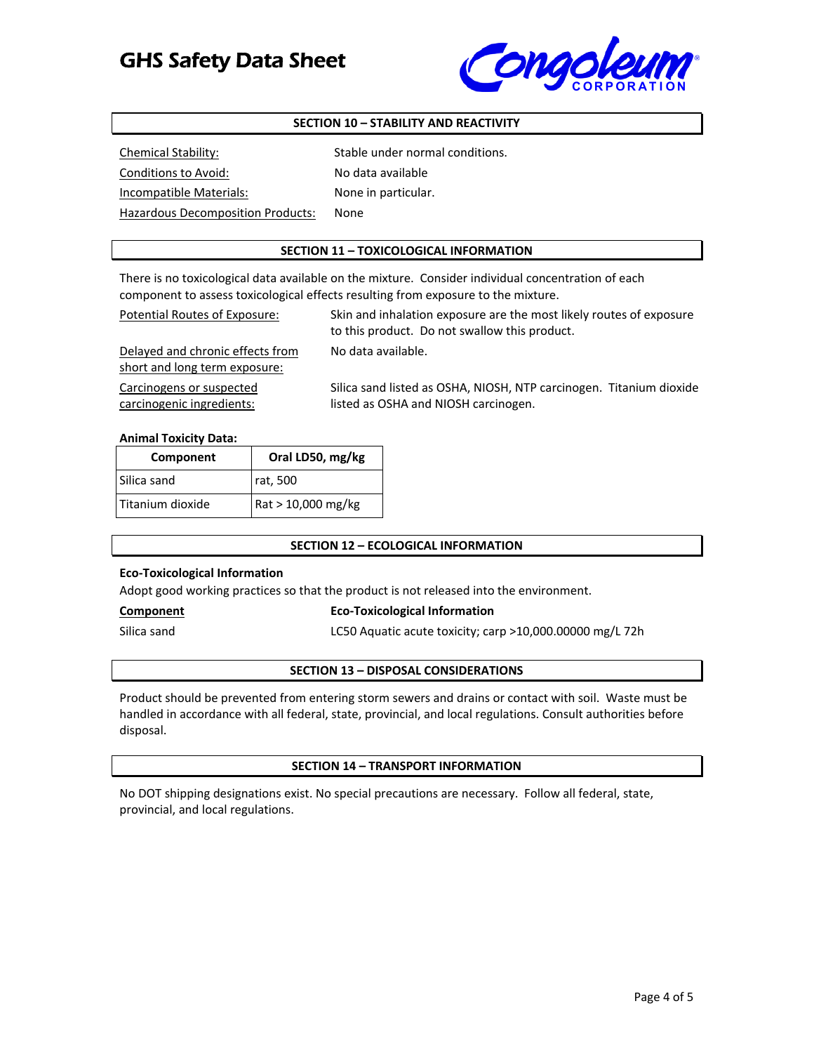## SECTION 10 – STABILITY AND REACTIVITY

Chemical Stability: Stable under normal conditions.

Conditions to Avoid: No data available

Incompatible Materials: None in particular.

Hazardous Decomposition Products: None

## SECTION 11 – TOXICOLOGICAL INFORMATION

There is no toxicological data available on the mixture. Consider individual concentration of each component to assess toxicological effects resulting from exposure to the mixture.

Potential Routes of Exposure: Skin and inhalation exposure are the most likely routes of exposure to this product. Do not swallow this product.

Delayed and chronic effects from short and long term exposure: No data available.

Carcinogens or suspected carcinogenic ingredients: Silica sand listed as OSHA, NIOSH, NTP carcinogen. Titanium dioxide listed as OSHA and NIOSH carcinogen.

**Animal Toxicity Data:**

| Component | Oral LD50, mg/kg |
|---|---|
| Silica sand | rat, 500 |
| Titanium dioxide | Rat > 10,000 mg/kg |

## SECTION 12 – ECOLOGICAL INFORMATION

**Eco-Toxicological Information**

Adopt good working practices so that the product is not released into the environment.

| **Component** | **Eco-Toxicological Information** |
|---|---|
| Silica sand | LC50 Aquatic acute toxicity; carp >10,000.00000 mg/L 72h |

## SECTION 13 – DISPOSAL CONSIDERATIONS

Product should be prevented from entering storm sewers and drains or contact with soil. Waste must be handled in accordance with all federal, state, provincial, and local regulations. Consult authorities before disposal.

## SECTION 14 – TRANSPORT INFORMATION

No DOT shipping designations exist. No special precautions are necessary. Follow all federal, state, provincial, and local regulations.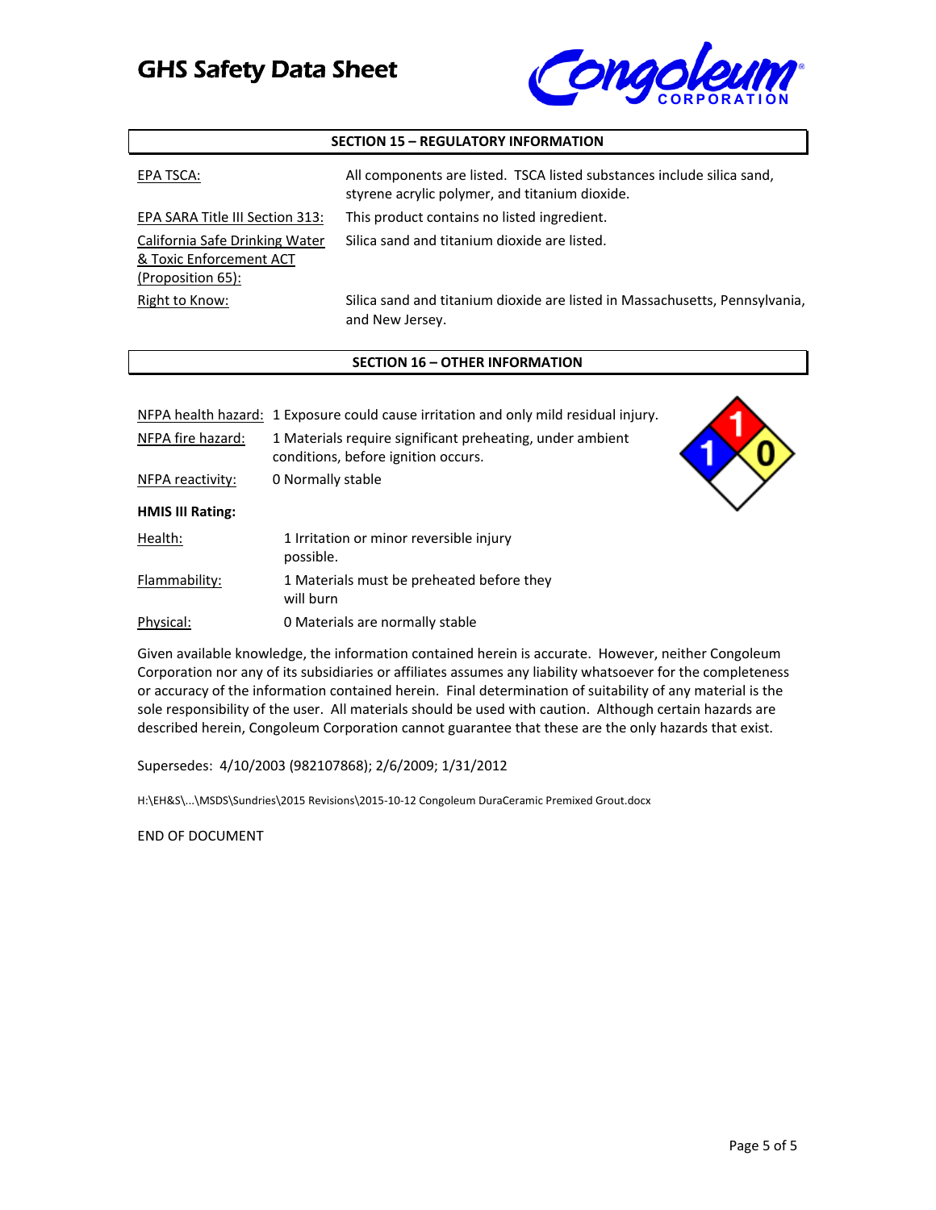## SECTION 15 – REGULATORY INFORMATION

| | |
|---|---|
| EPA TSCA: | All components are listed. TSCA listed substances include silica sand, styrene acrylic polymer, and titanium dioxide. |
| EPA SARA Title III Section 313: | This product contains no listed ingredient. |
| California Safe Drinking Water & Toxic Enforcement ACT (Proposition 65): | Silica sand and titanium dioxide are listed. |
| Right to Know: | Silica sand and titanium dioxide are listed in Massachusetts, Pennsylvania, and New Jersey. |

## SECTION 16 – OTHER INFORMATION

| | |
|---|---|
| NFPA health hazard: | 1 Exposure could cause irritation and only mild residual injury. |
| NFPA fire hazard: | 1 Materials require significant preheating, under ambient conditions, before ignition occurs. |
| NFPA reactivity: | 0 Normally stable |

**HMIS III Rating:**

| | |
|---|---|
| Health: | 1 Irritation or minor reversible injury possible. |
| Flammability: | 1 Materials must be preheated before they will burn |
| Physical: | 0 Materials are normally stable |

Given available knowledge, the information contained herein is accurate. However, neither Congoleum Corporation nor any of its subsidiaries or affiliates assumes any liability whatsoever for the completeness or accuracy of the information contained herein. Final determination of suitability of any material is the sole responsibility of the user. All materials should be used with caution. Although certain hazards are described herein, Congoleum Corporation cannot guarantee that these are the only hazards that exist.

Supersedes: 4/10/2003 (982107868); 2/6/2009; 1/31/2012

H:\EH&S\...\MSDS\Sundries\2015 Revisions\2015-10-12 Congoleum DuraCeramic Premixed Grout.docx

END OF DOCUMENT